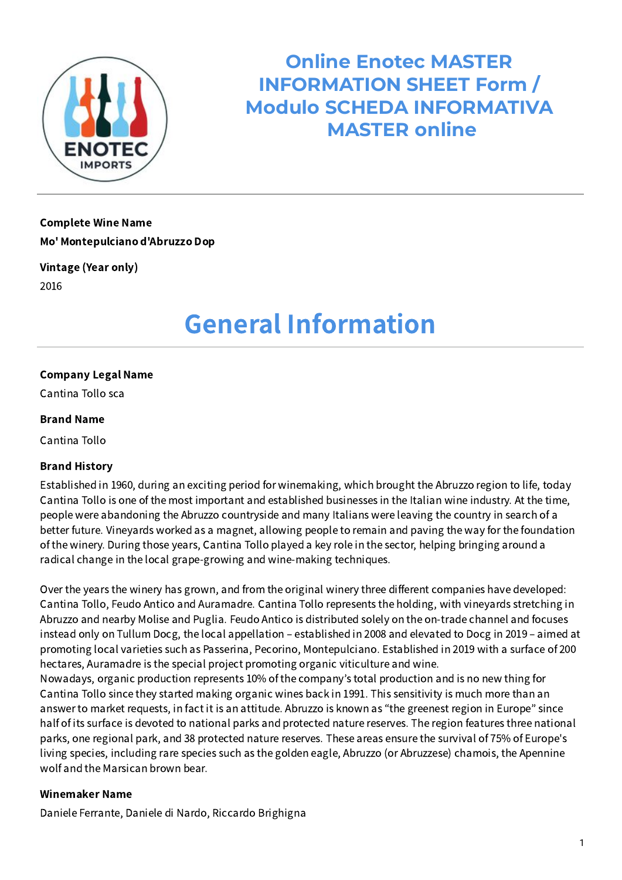# Online Enotec MASTER INFORMATION SHEET Form / Modulo SCHEDA INFORMATIVA MASTER online

**Complete Wine Name**

**Mo' Montepulciano d'Abruzzo Dop**

**Vintage (Year only)**

2016

## General Information

**Company Legal Name**

Cantina Tollo sca

**Brand Name**

Cantina Tollo

**Brand History**

Established in 1960, during an exciting period for winemaking, which brought the Abruzzo region to life, today Cantina Tollo is one of the most important and established businesses in the Italian wine industry. At the time, people were abandoning the Abruzzo countryside and many Italians were leaving the country in search of a better future. Vineyards worked as a magnet, allowing people to remain and paving the way for the foundation of the winery. During those years, Cantina Tollo played a key role in the sector, helping bringing around a radical change in the local grape-growing and wine-making techniques.

Over the years the winery has grown, and from the original winery three different companies have developed: Cantina Tollo, Feudo Antico and Auramadre. Cantina Tollo represents the holding, with vineyards stretching in Abruzzo and nearby Molise and Puglia. Feudo Antico is distributed solely on the on-trade channel and focuses instead only on Tullum Docg, the local appellation – established in 2008 and elevated to Docg in 2019 – aimed at promoting local varieties such as Passerina, Pecorino, Montepulciano. Established in 2019 with a surface of 200 hectares, Auramadre is the special project promoting organic viticulture and wine.
Nowadays, organic production represents 10% of the company's total production and is no new thing for Cantina Tollo since they started making organic wines back in 1991. This sensitivity is much more than an answer to market requests, in fact it is an attitude. Abruzzo is known as "the greenest region in Europe" since half of its surface is devoted to national parks and protected nature reserves. The region features three national parks, one regional park, and 38 protected nature reserves. These areas ensure the survival of 75% of Europe's living species, including rare species such as the golden eagle, Abruzzo (or Abruzzese) chamois, the Apennine wolf and the Marsican brown bear.

**Winemaker Name**

Daniele Ferrante, Daniele di Nardo, Riccardo Brighigna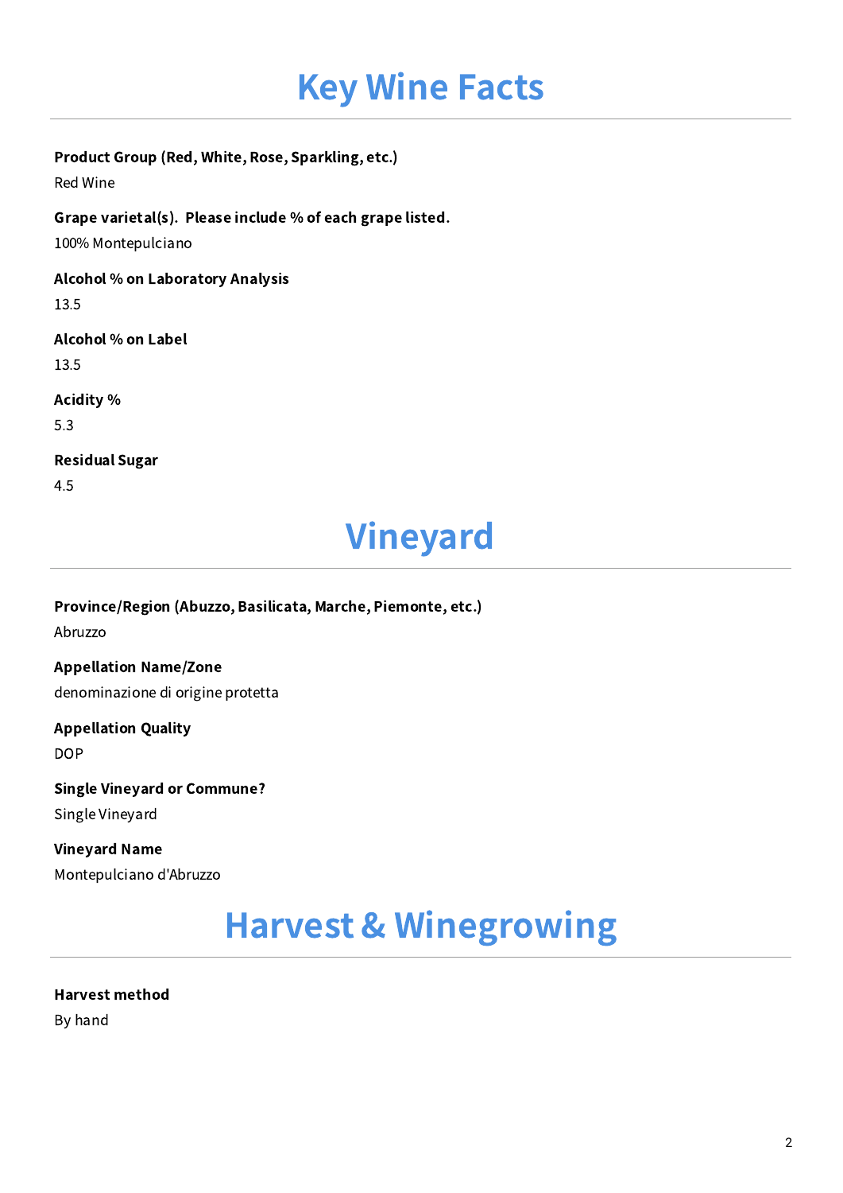# Key Wine Facts

**Product Group (Red, White, Rose, Sparkling, etc.)**

Red Wine

**Grape varietal(s). Please include % of each grape listed.**

100% Montepulciano

**Alcohol % on Laboratory Analysis**

13.5

**Alcohol % on Label**

13.5

**Acidity %**

5.3

**Residual Sugar**

4.5

# Vineyard

**Province/Region (Abuzzo, Basilicata, Marche, Piemonte, etc.)**

Abruzzo

**Appellation Name/Zone**

denominazione di origine protetta

**Appellation Quality**

DOP

**Single Vineyard or Commune?**

Single Vineyard

**Vineyard Name**

Montepulciano d'Abruzzo

# Harvest & Winegrowing

**Harvest method**

By hand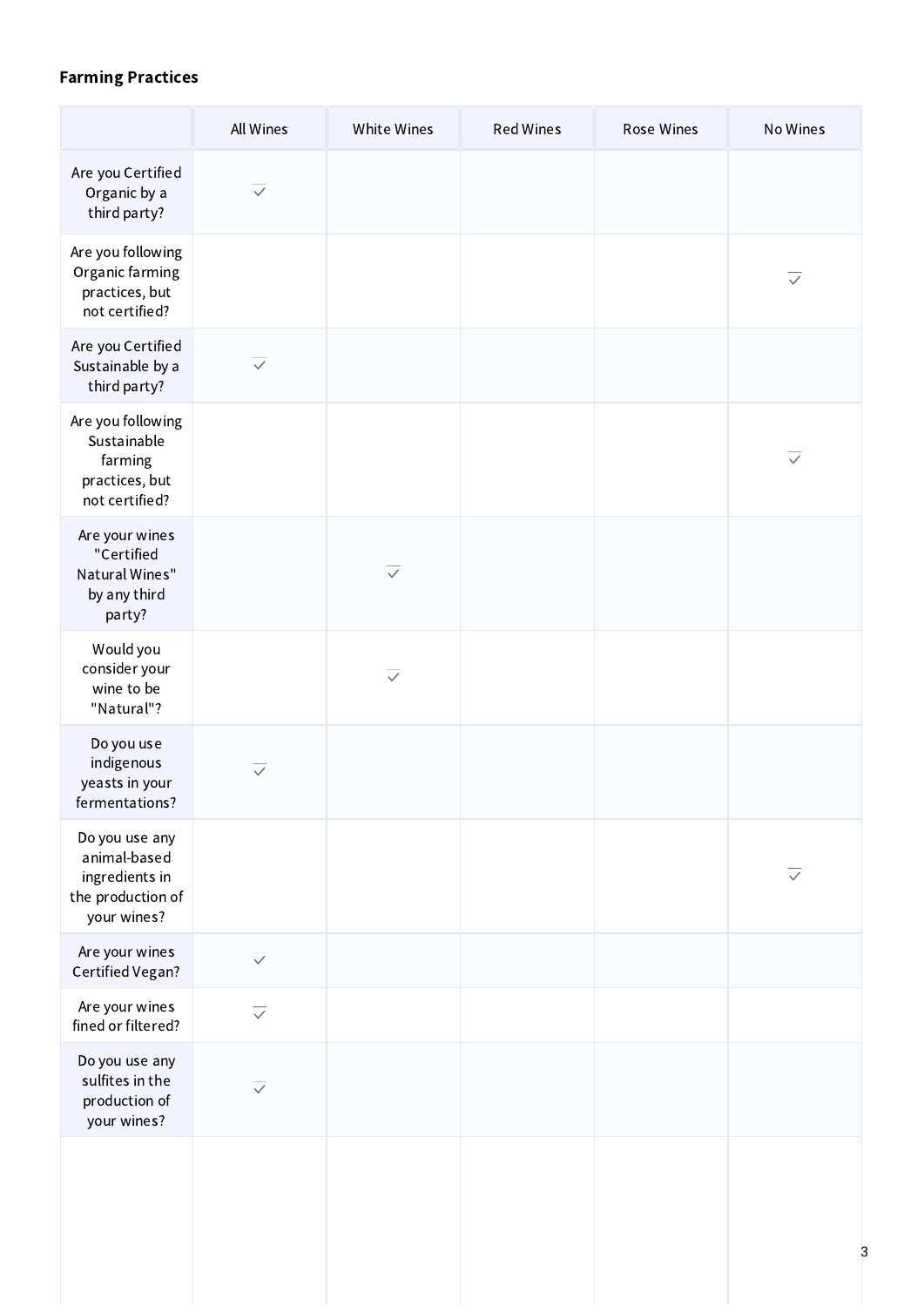**Farming Practices**

| | All Wines | White Wines | Red Wines | Rose Wines | No Wines |
|---|---|---|---|---|---|
| Are you Certified Organic by a third party? | ✓ | | | | |
| Are you following Organic farming practices, but not certified? | | | | | ✓ |
| Are you Certified Sustainable by a third party? | ✓ | | | | |
| Are you following Sustainable farming practices, but not certified? | | | | | ✓ |
| Are your wines "Certified Natural Wines" by any third party? | | ✓ | | | |
| Would you consider your wine to be "Natural"? | | ✓ | | | |
| Do you use indigenous yeasts in your fermentations? | ✓ | | | | |
| Do you use any animal-based ingredients in the production of your wines? | | | | | ✓ |
| Are your wines Certified Vegan? | ✓ | | | | |
| Are your wines fined or filtered? | ✓ | | | | |
| Do you use any sulfites in the production of your wines? | ✓ | | | | |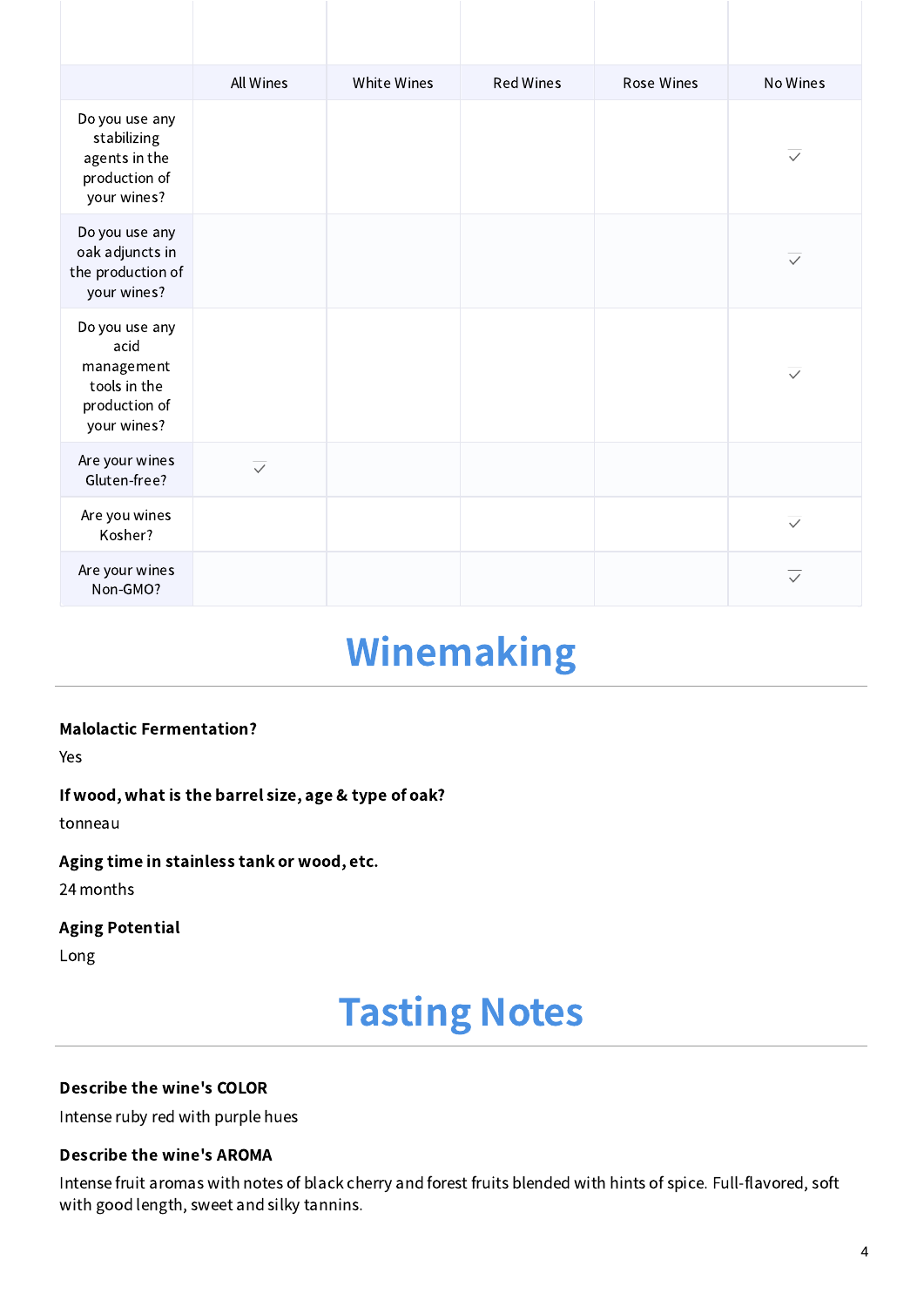| | All Wines | White Wines | Red Wines | Rose Wines | No Wines |
|---|---|---|---|---|---|
| Do you use any stabilizing agents in the production of your wines? | | | | | ✓ |
| Do you use any oak adjuncts in the production of your wines? | | | | | ✓ |
| Do you use any acid management tools in the production of your wines? | | | | | ✓ |
| Are your wines Gluten-free? | ✓ | | | | |
| Are you wines Kosher? | | | | | ✓ |
| Are your wines Non-GMO? | | | | | ✓ |

# Winemaking

**Malolactic Fermentation?**

Yes

**If wood, what is the barrel size, age & type of oak?**

tonneau

**Aging time in stainless tank or wood, etc.**

24 months

**Aging Potential**

Long

# Tasting Notes

**Describe the wine's COLOR**

Intense ruby red with purple hues

**Describe the wine's AROMA**

Intense fruit aromas with notes of black cherry and forest fruits blended with hints of spice. Full-flavored, soft with good length, sweet and silky tannins.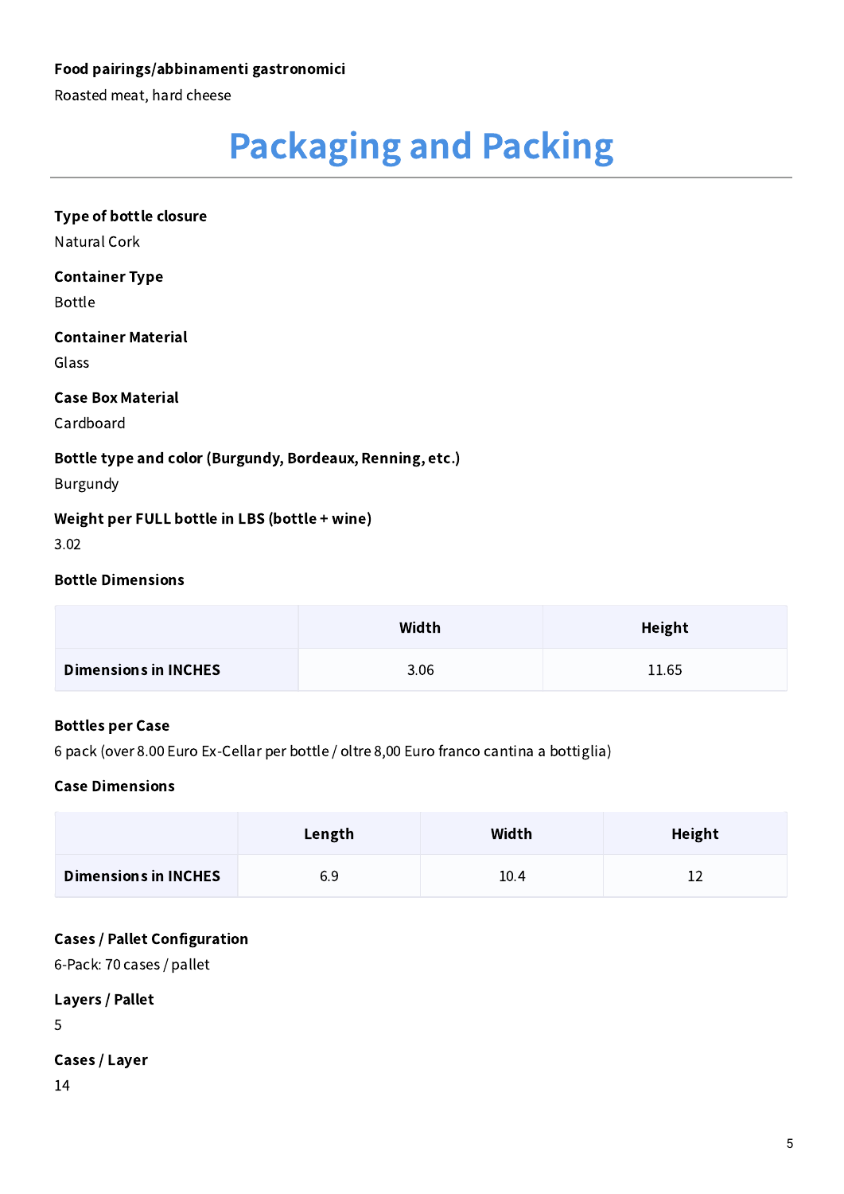**Food pairings/abbinamenti gastronomici**

Roasted meat, hard cheese

# Packaging and Packing

**Type of bottle closure**

Natural Cork

**Container Type**

Bottle

**Container Material**

Glass

**Case Box Material**

Cardboard

**Bottle type and color (Burgundy, Bordeaux, Renning, etc.)**

Burgundy

**Weight per FULL bottle in LBS (bottle + wine)**

3.02

**Bottle Dimensions**

| | Width | Height |
|---|---|---|
| **Dimensions in INCHES** | 3.06 | 11.65 |

**Bottles per Case**

6 pack (over 8.00 Euro Ex-Cellar per bottle / oltre 8,00 Euro franco cantina a bottiglia)

**Case Dimensions**

| | Length | Width | Height |
|---|---|---|---|
| **Dimensions in INCHES** | 6.9 | 10.4 | 12 |

**Cases / Pallet Configuration**

6-Pack: 70 cases / pallet

**Layers / Pallet**

5

**Cases / Layer**

14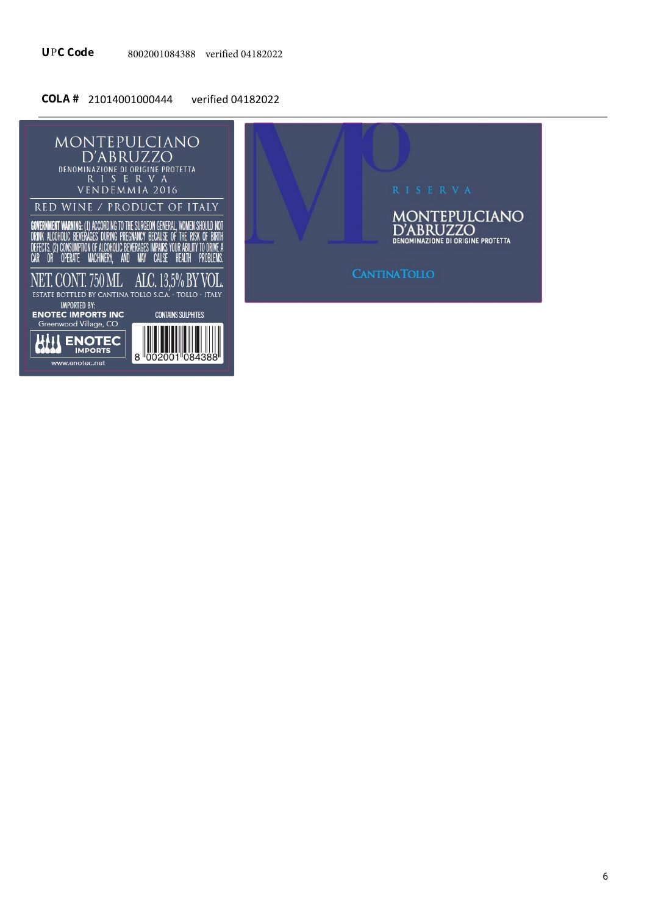**UPC Code** 8002001084388 verified 04182022

**COLA #** 21014001000444 verified 04182022

---

MONTEPULCIANO D'ABRUZZO
DENOMINAZIONE DI ORIGINE PROTETTA
R I S E R V A
VENDEMMIA 2016

RED WINE / PRODUCT OF ITALY

**GOVERNMENT WARNING:** (1) ACCORDING TO THE SURGEON GENERAL, WOMEN SHOULD NOT DRINK ALCOHOLIC BEVERAGES DURING PREGNANCY BECAUSE OF THE RISK OF BIRTH DEFECTS. (2) CONSUMPTION OF ALCOHOLIC BEVERAGES IMPAIRS YOUR ABILITY TO DRIVE A CAR OR OPERATE MACHINERY, AND MAY CAUSE HEALTH PROBLEMS.

NET. CONT. 750 ML ALC. 13,5% BY VOL.

ESTATE BOTTLED BY CANTINA TOLLO S.C.A. - TOLLO - ITALY

IMPORTED BY:
**ENOTEC IMPORTS INC**
Greenwood Village, CO

CONTAINS SULPHITES

ENOTEC IMPORTS

8 002001 084388

www.enotec.net

---

M°

R I S E R V A

MONTEPULCIANO D'ABRUZZO
DENOMINAZIONE DI ORIGINE PROTETTA

CANTINA TOLLO